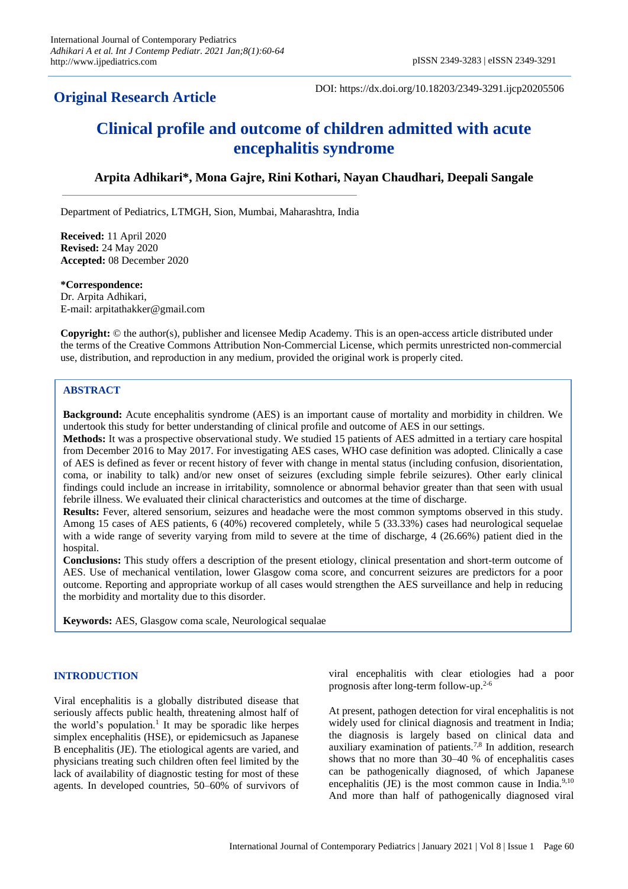## Original Research Article

DOI: https://dx.doi.org/10.18203/2349-3291.ijcp20205506

# Clinical profile and outcome of children admitted with acute encephalitis syndrome

**Arpita Adhikari\*, Mona Gajre, Rini Kothari, Nayan Chaudhari, Deepali Sangale**

Department of Pediatrics, LTMGH, Sion, Mumbai, Maharashtra, India

**Received:** 11 April 2020
**Revised:** 24 May 2020
**Accepted:** 08 December 2020

**\*Correspondence:**
Dr. Arpita Adhikari,
E-mail: arpitathakker@gmail.com

**Copyright:** © the author(s), publisher and licensee Medip Academy. This is an open-access article distributed under the terms of the Creative Commons Attribution Non-Commercial License, which permits unrestricted non-commercial use, distribution, and reproduction in any medium, provided the original work is properly cited.

## ABSTRACT

**Background:** Acute encephalitis syndrome (AES) is an important cause of mortality and morbidity in children. We undertook this study for better understanding of clinical profile and outcome of AES in our settings.

**Methods:** It was a prospective observational study. We studied 15 patients of AES admitted in a tertiary care hospital from December 2016 to May 2017. For investigating AES cases, WHO case definition was adopted. Clinically a case of AES is defined as fever or recent history of fever with change in mental status (including confusion, disorientation, coma, or inability to talk) and/or new onset of seizures (excluding simple febrile seizures). Other early clinical findings could include an increase in irritability, somnolence or abnormal behavior greater than that seen with usual febrile illness. We evaluated their clinical characteristics and outcomes at the time of discharge.

**Results:** Fever, altered sensorium, seizures and headache were the most common symptoms observed in this study. Among 15 cases of AES patients, 6 (40%) recovered completely, while 5 (33.33%) cases had neurological sequelae with a wide range of severity varying from mild to severe at the time of discharge, 4 (26.66%) patient died in the hospital.

**Conclusions:** This study offers a description of the present etiology, clinical presentation and short-term outcome of AES. Use of mechanical ventilation, lower Glasgow coma score, and concurrent seizures are predictors for a poor outcome. Reporting and appropriate workup of all cases would strengthen the AES surveillance and help in reducing the morbidity and mortality due to this disorder.

**Keywords:** AES, Glasgow coma scale, Neurological sequalae

## INTRODUCTION

Viral encephalitis is a globally distributed disease that seriously affects public health, threatening almost half of the world's population.[1] It may be sporadic like herpes simplex encephalitis (HSE), or epidemicsuch as Japanese B encephalitis (JE). The etiological agents are varied, and physicians treating such children often feel limited by the lack of availability of diagnostic testing for most of these agents. In developed countries, 50–60% of survivors of viral encephalitis with clear etiologies had a poor prognosis after long-term follow-up.[2-6]

At present, pathogen detection for viral encephalitis is not widely used for clinical diagnosis and treatment in India; the diagnosis is largely based on clinical data and auxiliary examination of patients.[7,8] In addition, research shows that no more than 30–40 % of encephalitis cases can be pathogenically diagnosed, of which Japanese encephalitis (JE) is the most common cause in India.[9,10] And more than half of pathogenically diagnosed viral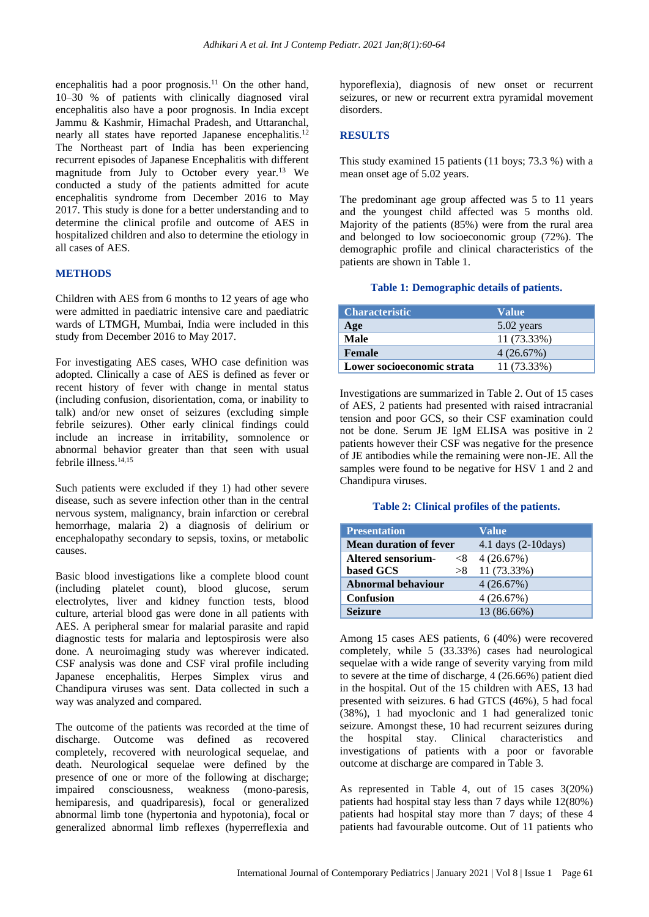encephalitis had a poor prognosis.[11] On the other hand, 10–30 % of patients with clinically diagnosed viral encephalitis also have a poor prognosis. In India except Jammu & Kashmir, Himachal Pradesh, and Uttaranchal, nearly all states have reported Japanese encephalitis.[12] The Northeast part of India has been experiencing recurrent episodes of Japanese Encephalitis with different magnitude from July to October every year.[13] We conducted a study of the patients admitted for acute encephalitis syndrome from December 2016 to May 2017. This study is done for a better understanding and to determine the clinical profile and outcome of AES in hospitalized children and also to determine the etiology in all cases of AES.

## METHODS

Children with AES from 6 months to 12 years of age who were admitted in paediatric intensive care and paediatric wards of LTMGH, Mumbai, India were included in this study from December 2016 to May 2017.

For investigating AES cases, WHO case definition was adopted. Clinically a case of AES is defined as fever or recent history of fever with change in mental status (including confusion, disorientation, coma, or inability to talk) and/or new onset of seizures (excluding simple febrile seizures). Other early clinical findings could include an increase in irritability, somnolence or abnormal behavior greater than that seen with usual febrile illness.[14,15]

Such patients were excluded if they 1) had other severe disease, such as severe infection other than in the central nervous system, malignancy, brain infarction or cerebral hemorrhage, malaria 2) a diagnosis of delirium or encephalopathy secondary to sepsis, toxins, or metabolic causes.

Basic blood investigations like a complete blood count (including platelet count), blood glucose, serum electrolytes, liver and kidney function tests, blood culture, arterial blood gas were done in all patients with AES. A peripheral smear for malarial parasite and rapid diagnostic tests for malaria and leptospirosis were also done. A neuroimaging study was wherever indicated. CSF analysis was done and CSF viral profile including Japanese encephalitis, Herpes Simplex virus and Chandipura viruses was sent. Data collected in such a way was analyzed and compared.

The outcome of the patients was recorded at the time of discharge. Outcome was defined as recovered completely, recovered with neurological sequelae, and death. Neurological sequelae were defined by the presence of one or more of the following at discharge; impaired consciousness, weakness (mono-paresis, hemiparesis, and quadriparesis), focal or generalized abnormal limb tone (hypertonia and hypotonia), focal or generalized abnormal limb reflexes (hyperreflexia and hyporeflexia), diagnosis of new onset or recurrent seizures, or new or recurrent extra pyramidal movement disorders.

## RESULTS

This study examined 15 patients (11 boys; 73.3 %) with a mean onset age of 5.02 years.

The predominant age group affected was 5 to 11 years and the youngest child affected was 5 months old. Majority of the patients (85%) were from the rural area and belonged to low socioeconomic group (72%). The demographic profile and clinical characteristics of the patients are shown in Table 1.

**Table 1: Demographic details of patients.**

| Characteristic | Value |
|---|---|
| **Age** | 5.02 years |
| **Male** | 11 (73.33%) |
| **Female** | 4 (26.67%) |
| **Lower socioeconomic strata** | 11 (73.33%) |

Investigations are summarized in Table 2. Out of 15 cases of AES, 2 patients had presented with raised intracranial tension and poor GCS, so their CSF examination could not be done. Serum JE IgM ELISA was positive in 2 patients however their CSF was negative for the presence of JE antibodies while the remaining were non-JE. All the samples were found to be negative for HSV 1 and 2 and Chandipura viruses.

**Table 2: Clinical profiles of the patients.**

| Presentation | | Value |
|---|---|---|
| **Mean duration of fever** | | 4.1 days (2-10days) |
| **Altered sensorium-based GCS** | <8 | 4 (26.67%) |
| | >8 | 11 (73.33%) |
| **Abnormal behaviour** | | 4 (26.67%) |
| **Confusion** | | 4 (26.67%) |
| **Seizure** | | 13 (86.66%) |

Among 15 cases AES patients, 6 (40%) were recovered completely, while 5 (33.33%) cases had neurological sequelae with a wide range of severity varying from mild to severe at the time of discharge, 4 (26.66%) patient died in the hospital. Out of the 15 children with AES, 13 had presented with seizures. 6 had GTCS (46%), 5 had focal (38%), 1 had myoclonic and 1 had generalized tonic seizure. Amongst these, 10 had recurrent seizures during the hospital stay. Clinical characteristics and investigations of patients with a poor or favorable outcome at discharge are compared in Table 3.

As represented in Table 4, out of 15 cases 3(20%) patients had hospital stay less than 7 days while 12(80%) patients had hospital stay more than 7 days; of these 4 patients had favourable outcome. Out of 11 patients who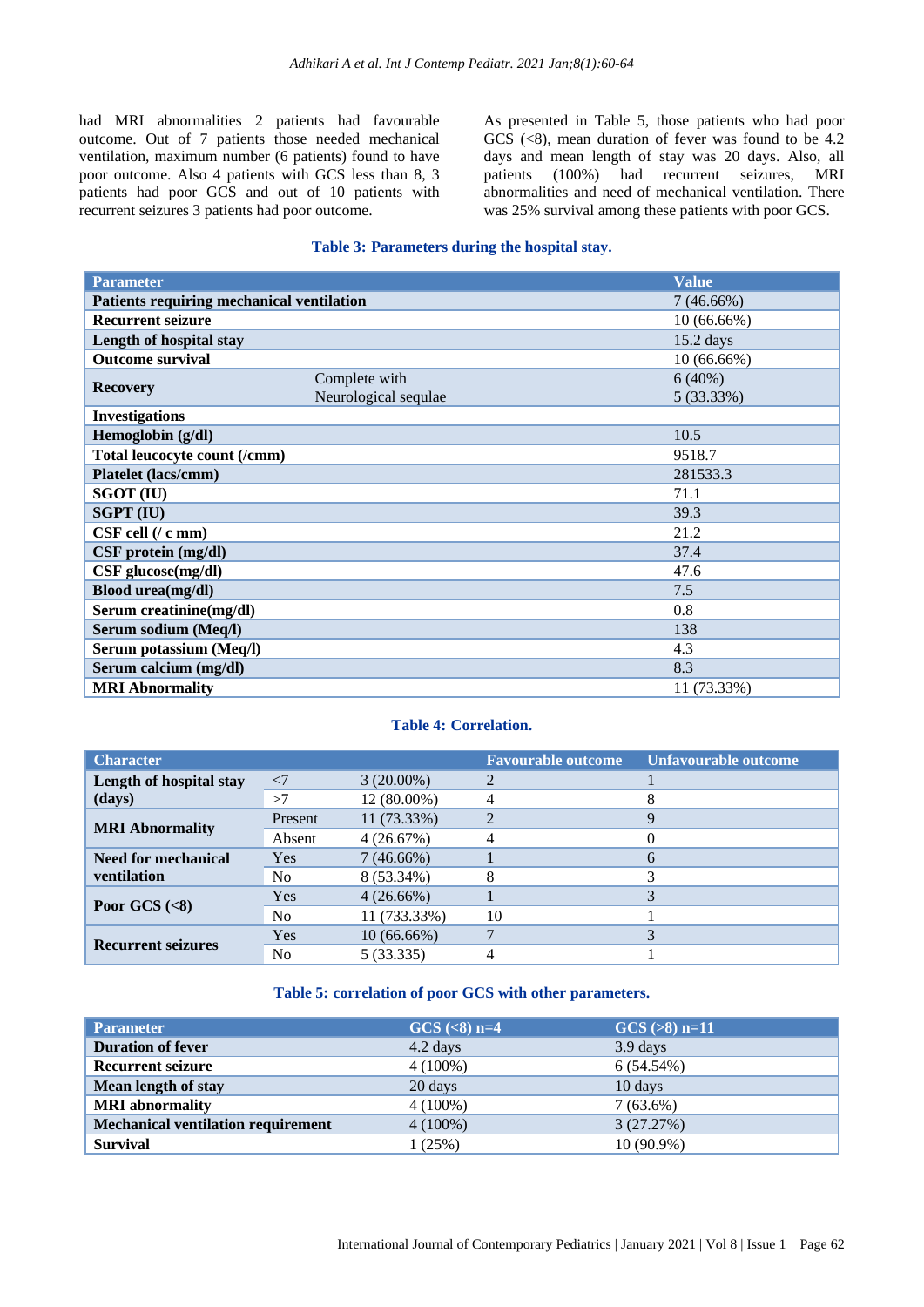had MRI abnormalities 2 patients had favourable outcome. Out of 7 patients those needed mechanical ventilation, maximum number (6 patients) found to have poor outcome. Also 4 patients with GCS less than 8, 3 patients had poor GCS and out of 10 patients with recurrent seizures 3 patients had poor outcome.

As presented in Table 5, those patients who had poor GCS (<8), mean duration of fever was found to be 4.2 days and mean length of stay was 20 days. Also, all patients (100%) had recurrent seizures, MRI abnormalities and need of mechanical ventilation. There was 25% survival among these patients with poor GCS.

**Table 3: Parameters during the hospital stay.**

| Parameter | | Value |
|---|---|---|
| **Patients requiring mechanical ventilation** | | 7 (46.66%) |
| **Recurrent seizure** | | 10 (66.66%) |
| **Length of hospital stay** | | 15.2 days |
| **Outcome survival** | | 10 (66.66%) |
| **Recovery** | Complete with | 6 (40%) |
| | Neurological sequlae | 5 (33.33%) |
| **Investigations** | | |
| **Hemoglobin (g/dl)** | | 10.5 |
| **Total leucocyte count (/cmm)** | | 9518.7 |
| **Platelet (lacs/cmm)** | | 281533.3 |
| **SGOT (IU)** | | 71.1 |
| **SGPT (IU)** | | 39.3 |
| **CSF cell (/ c mm)** | | 21.2 |
| **CSF protein (mg/dl)** | | 37.4 |
| **CSF glucose(mg/dl)** | | 47.6 |
| **Blood urea(mg/dl)** | | 7.5 |
| **Serum creatinine(mg/dl)** | | 0.8 |
| **Serum sodium (Meq/l)** | | 138 |
| **Serum potassium (Meq/l)** | | 4.3 |
| **Serum calcium (mg/dl)** | | 8.3 |
| **MRI Abnormality** | | 11 (73.33%) |

**Table 4: Correlation.**

| Character | | | Favourable outcome | Unfavourable outcome |
|---|---|---|---|---|
| **Length of hospital stay (days)** | <7 | 3 (20.00%) | 2 | 1 |
| | >7 | 12 (80.00%) | 4 | 8 |
| **MRI Abnormality** | Present | 11 (73.33%) | 2 | 9 |
| | Absent | 4 (26.67%) | 4 | 0 |
| **Need for mechanical ventilation** | Yes | 7 (46.66%) | 1 | 6 |
| | No | 8 (53.34%) | 8 | 3 |
| **Poor GCS (<8)** | Yes | 4 (26.66%) | 1 | 3 |
| | No | 11 (733.33%) | 10 | 1 |
| **Recurrent seizures** | Yes | 10 (66.66%) | 7 | 3 |
| | No | 5 (33.335) | 4 | 1 |

**Table 5: correlation of poor GCS with other parameters.**

| Parameter | GCS (<8) n=4 | GCS (>8) n=11 |
|---|---|---|
| **Duration of fever** | 4.2 days | 3.9 days |
| **Recurrent seizure** | 4 (100%) | 6 (54.54%) |
| **Mean length of stay** | 20 days | 10 days |
| **MRI abnormality** | 4 (100%) | 7 (63.6%) |
| **Mechanical ventilation requirement** | 4 (100%) | 3 (27.27%) |
| **Survival** | 1 (25%) | 10 (90.9%) |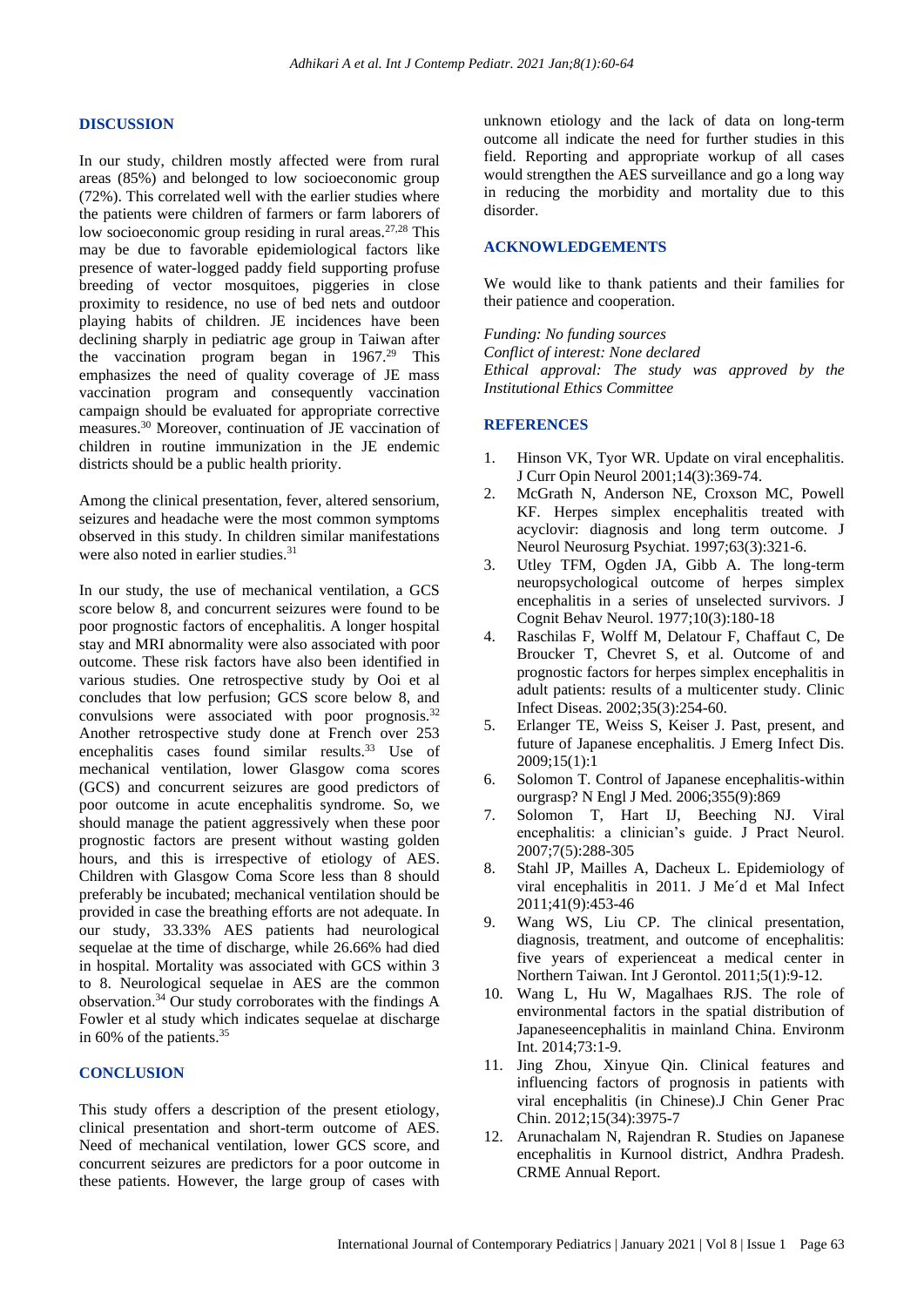## DISCUSSION

In our study, children mostly affected were from rural areas (85%) and belonged to low socioeconomic group (72%). This correlated well with the earlier studies where the patients were children of farmers or farm laborers of low socioeconomic group residing in rural areas.[27,28] This may be due to favorable epidemiological factors like presence of water-logged paddy field supporting profuse breeding of vector mosquitoes, piggeries in close proximity to residence, no use of bed nets and outdoor playing habits of children. JE incidences have been declining sharply in pediatric age group in Taiwan after the vaccination program began in 1967.[29] This emphasizes the need of quality coverage of JE mass vaccination program and consequently vaccination campaign should be evaluated for appropriate corrective measures.[30] Moreover, continuation of JE vaccination of children in routine immunization in the JE endemic districts should be a public health priority.

Among the clinical presentation, fever, altered sensorium, seizures and headache were the most common symptoms observed in this study. In children similar manifestations were also noted in earlier studies.[31]

In our study, the use of mechanical ventilation, a GCS score below 8, and concurrent seizures were found to be poor prognostic factors of encephalitis. A longer hospital stay and MRI abnormality were also associated with poor outcome. These risk factors have also been identified in various studies. One retrospective study by Ooi et al concludes that low perfusion; GCS score below 8, and convulsions were associated with poor prognosis.[32] Another retrospective study done at French over 253 encephalitis cases found similar results.[33] Use of mechanical ventilation, lower Glasgow coma scores (GCS) and concurrent seizures are good predictors of poor outcome in acute encephalitis syndrome. So, we should manage the patient aggressively when these poor prognostic factors are present without wasting golden hours, and this is irrespective of etiology of AES. Children with Glasgow Coma Score less than 8 should preferably be incubated; mechanical ventilation should be provided in case the breathing efforts are not adequate. In our study, 33.33% AES patients had neurological sequelae at the time of discharge, while 26.66% had died in hospital. Mortality was associated with GCS within 3 to 8. Neurological sequelae in AES are the common observation.[34] Our study corroborates with the findings A Fowler et al study which indicates sequelae at discharge in 60% of the patients.[35]

## CONCLUSION

This study offers a description of the present etiology, clinical presentation and short-term outcome of AES. Need of mechanical ventilation, lower GCS score, and concurrent seizures are predictors for a poor outcome in these patients. However, the large group of cases with unknown etiology and the lack of data on long-term outcome all indicate the need for further studies in this field. Reporting and appropriate workup of all cases would strengthen the AES surveillance and go a long way in reducing the morbidity and mortality due to this disorder.

## ACKNOWLEDGEMENTS

We would like to thank patients and their families for their patience and cooperation.

*Funding: No funding sources*
*Conflict of interest: None declared*
*Ethical approval: The study was approved by the Institutional Ethics Committee*

## REFERENCES

1. Hinson VK, Tyor WR. Update on viral encephalitis. J Curr Opin Neurol 2001;14(3):369-74.
2. McGrath N, Anderson NE, Croxson MC, Powell KF. Herpes simplex encephalitis treated with acyclovir: diagnosis and long term outcome. J Neurol Neurosurg Psychiat. 1997;63(3):321-6.
3. Utley TFM, Ogden JA, Gibb A. The long-term neuropsychological outcome of herpes simplex encephalitis in a series of unselected survivors. J Cognit Behav Neurol. 1977;10(3):180-18
4. Raschilas F, Wolff M, Delatour F, Chaffaut C, De Broucker T, Chevret S, et al. Outcome of and prognostic factors for herpes simplex encephalitis in adult patients: results of a multicenter study. Clinic Infect Diseas. 2002;35(3):254-60.
5. Erlanger TE, Weiss S, Keiser J. Past, present, and future of Japanese encephalitis. J Emerg Infect Dis. 2009;15(1):1
6. Solomon T. Control of Japanese encephalitis-within ourgrasp? N Engl J Med. 2006;355(9):869
7. Solomon T, Hart IJ, Beeching NJ. Viral encephalitis: a clinician's guide. J Pract Neurol. 2007;7(5):288-305
8. Stahl JP, Mailles A, Dacheux L. Epidemiology of viral encephalitis in 2011. J Me´d et Mal Infect 2011;41(9):453-46
9. Wang WS, Liu CP. The clinical presentation, diagnosis, treatment, and outcome of encephalitis: five years of experienceat a medical center in Northern Taiwan. Int J Gerontol. 2011;5(1):9-12.
10. Wang L, Hu W, Magalhaes RJS. The role of environmental factors in the spatial distribution of Japaneseencephalitis in mainland China. Environm Int. 2014;73:1-9.
11. Jing Zhou, Xinyue Qin. Clinical features and influencing factors of prognosis in patients with viral encephalitis (in Chinese).J Chin Gener Prac Chin. 2012;15(34):3975-7
12. Arunachalam N, Rajendran R. Studies on Japanese encephalitis in Kurnool district, Andhra Pradesh. CRME Annual Report.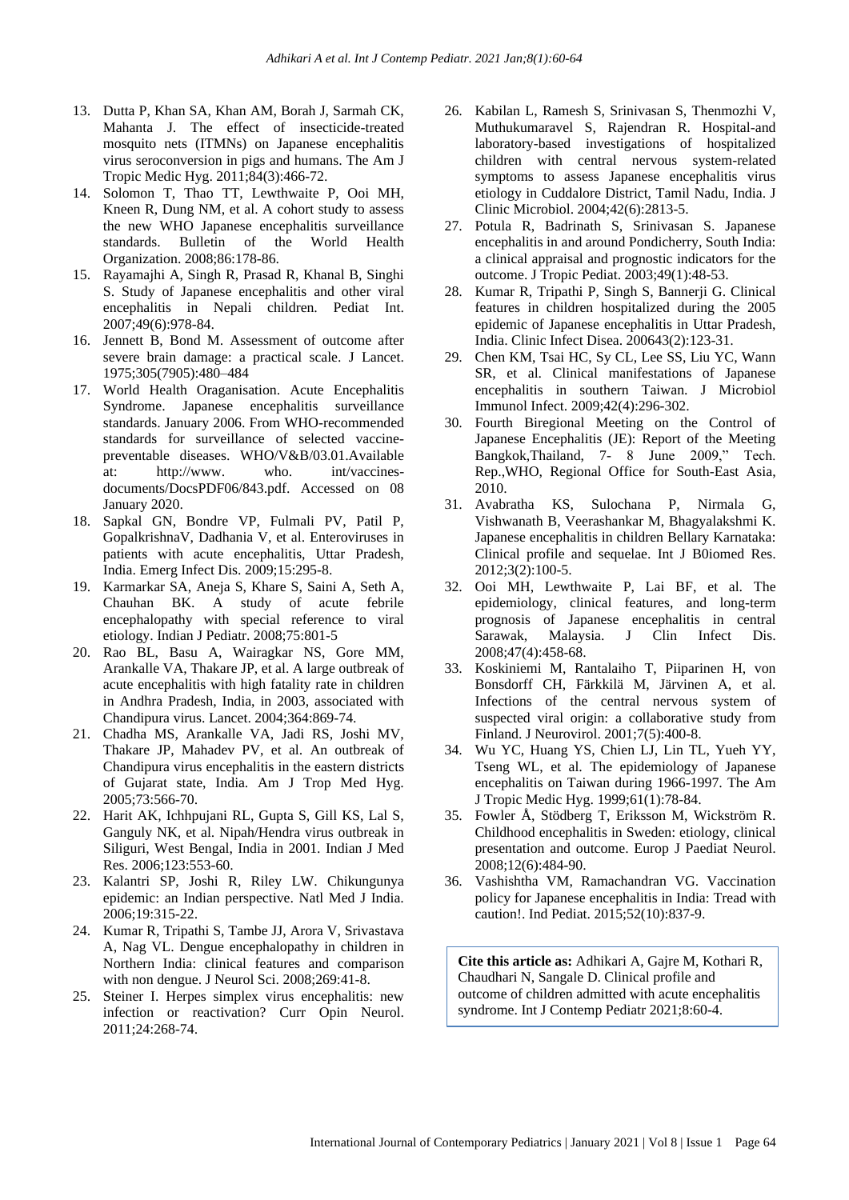13. Dutta P, Khan SA, Khan AM, Borah J, Sarmah CK, Mahanta J. The effect of insecticide-treated mosquito nets (ITMNs) on Japanese encephalitis virus seroconversion in pigs and humans. The Am J Tropic Medic Hyg. 2011;84(3):466-72.
14. Solomon T, Thao TT, Lewthwaite P, Ooi MH, Kneen R, Dung NM, et al. A cohort study to assess the new WHO Japanese encephalitis surveillance standards. Bulletin of the World Health Organization. 2008;86:178-86.
15. Rayamajhi A, Singh R, Prasad R, Khanal B, Singhi S. Study of Japanese encephalitis and other viral encephalitis in Nepali children. Pediat Int. 2007;49(6):978-84.
16. Jennett B, Bond M. Assessment of outcome after severe brain damage: a practical scale. J Lancet. 1975;305(7905):480–484
17. World Health Oraganisation. Acute Encephalitis Syndrome. Japanese encephalitis surveillance standards. January 2006. From WHO-recommended standards for surveillance of selected vaccine-preventable diseases. WHO/V&B/03.01.Available at: http://www. who. int/vaccines-documents/DocsPDF06/843.pdf. Accessed on 08 January 2020.
18. Sapkal GN, Bondre VP, Fulmali PV, Patil P, GopalkrishnaV, Dadhania V, et al. Enteroviruses in patients with acute encephalitis, Uttar Pradesh, India. Emerg Infect Dis. 2009;15:295-8.
19. Karmarkar SA, Aneja S, Khare S, Saini A, Seth A, Chauhan BK. A study of acute febrile encephalopathy with special reference to viral etiology. Indian J Pediatr. 2008;75:801-5
20. Rao BL, Basu A, Wairagkar NS, Gore MM, Arankalle VA, Thakare JP, et al. A large outbreak of acute encephalitis with high fatality rate in children in Andhra Pradesh, India, in 2003, associated with Chandipura virus. Lancet. 2004;364:869-74.
21. Chadha MS, Arankalle VA, Jadi RS, Joshi MV, Thakare JP, Mahadev PV, et al. An outbreak of Chandipura virus encephalitis in the eastern districts of Gujarat state, India. Am J Trop Med Hyg. 2005;73:566-70.
22. Harit AK, Ichhpujani RL, Gupta S, Gill KS, Lal S, Ganguly NK, et al. Nipah/Hendra virus outbreak in Siliguri, West Bengal, India in 2001. Indian J Med Res. 2006;123:553-60.
23. Kalantri SP, Joshi R, Riley LW. Chikungunya epidemic: an Indian perspective. Natl Med J India. 2006;19:315-22.
24. Kumar R, Tripathi S, Tambe JJ, Arora V, Srivastava A, Nag VL. Dengue encephalopathy in children in Northern India: clinical features and comparison with non dengue. J Neurol Sci. 2008;269:41-8.
25. Steiner I. Herpes simplex virus encephalitis: new infection or reactivation? Curr Opin Neurol. 2011;24:268-74.
26. Kabilan L, Ramesh S, Srinivasan S, Thenmozhi V, Muthukumaravel S, Rajendran R. Hospital-and laboratory-based investigations of hospitalized children with central nervous system-related symptoms to assess Japanese encephalitis virus etiology in Cuddalore District, Tamil Nadu, India. J Clinic Microbiol. 2004;42(6):2813-5.
27. Potula R, Badrinath S, Srinivasan S. Japanese encephalitis in and around Pondicherry, South India: a clinical appraisal and prognostic indicators for the outcome. J Tropic Pediat. 2003;49(1):48-53.
28. Kumar R, Tripathi P, Singh S, Bannerji G. Clinical features in children hospitalized during the 2005 epidemic of Japanese encephalitis in Uttar Pradesh, India. Clinic Infect Disea. 200643(2):123-31.
29. Chen KM, Tsai HC, Sy CL, Lee SS, Liu YC, Wann SR, et al. Clinical manifestations of Japanese encephalitis in southern Taiwan. J Microbiol Immunol Infect. 2009;42(4):296-302.
30. Fourth Biregional Meeting on the Control of Japanese Encephalitis (JE): Report of the Meeting Bangkok,Thailand, 7- 8 June 2009," Tech. Rep.,WHO, Regional Office for South-East Asia, 2010.
31. Avabratha KS, Sulochana P, Nirmala G, Vishwanath B, Veerashankar M, Bhagyalakshmi K. Japanese encephalitis in children Bellary Karnataka: Clinical profile and sequelae. Int J B0iomed Res. 2012;3(2):100-5.
32. Ooi MH, Lewthwaite P, Lai BF, et al. The epidemiology, clinical features, and long-term prognosis of Japanese encephalitis in central Sarawak, Malaysia. J Clin Infect Dis. 2008;47(4):458-68.
33. Koskiniemi M, Rantalaiho T, Piiparinen H, von Bonsdorff CH, Färkkilä M, Järvinen A, et al. Infections of the central nervous system of suspected viral origin: a collaborative study from Finland. J Neurovirol. 2001;7(5):400-8.
34. Wu YC, Huang YS, Chien LJ, Lin TL, Yueh YY, Tseng WL, et al. The epidemiology of Japanese encephalitis on Taiwan during 1966-1997. The Am J Tropic Medic Hyg. 1999;61(1):78-84.
35. Fowler Å, Stödberg T, Eriksson M, Wickström R. Childhood encephalitis in Sweden: etiology, clinical presentation and outcome. Europ J Paediat Neurol. 2008;12(6):484-90.
36. Vashishtha VM, Ramachandran VG. Vaccination policy for Japanese encephalitis in India: Tread with caution!. Ind Pediat. 2015;52(10):837-9.

**Cite this article as:** Adhikari A, Gajre M, Kothari R, Chaudhari N, Sangale D. Clinical profile and outcome of children admitted with acute encephalitis syndrome. Int J Contemp Pediatr 2021;8:60-4.